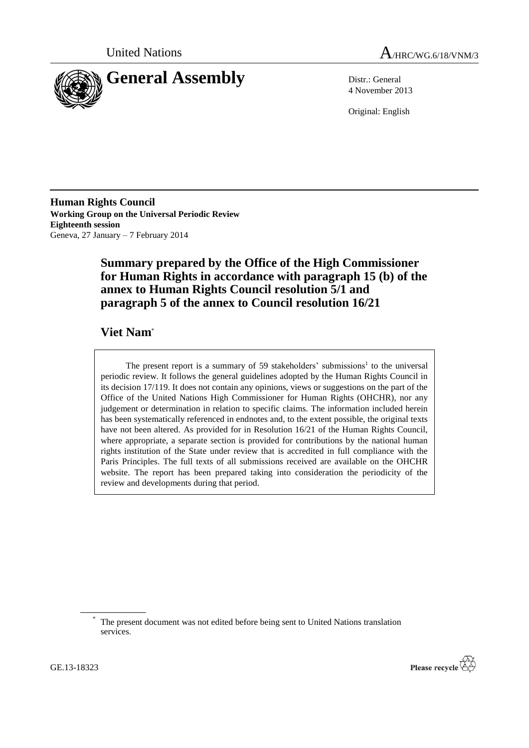United Nations

A/HRC/WG.6/18/VNM/3

# General Assembly

Distr.: General
4 November 2013

Original: English

**Human Rights Council**
**Working Group on the Universal Periodic Review**
**Eighteenth session**
Geneva, 27 January – 7 February 2014

## Summary prepared by the Office of the High Commissioner for Human Rights in accordance with paragraph 15 (b) of the annex to Human Rights Council resolution 5/1 and paragraph 5 of the annex to Council resolution 16/21

## Viet Nam*

The present report is a summary of 59 stakeholders' submissions[1] to the universal periodic review. It follows the general guidelines adopted by the Human Rights Council in its decision 17/119. It does not contain any opinions, views or suggestions on the part of the Office of the United Nations High Commissioner for Human Rights (OHCHR), nor any judgement or determination in relation to specific claims. The information included herein has been systematically referenced in endnotes and, to the extent possible, the original texts have not been altered. As provided for in Resolution 16/21 of the Human Rights Council, where appropriate, a separate section is provided for contributions by the national human rights institution of the State under review that is accredited in full compliance with the Paris Principles. The full texts of all submissions received are available on the OHCHR website. The report has been prepared taking into consideration the periodicity of the review and developments during that period.

\* The present document was not edited before being sent to United Nations translation services.

GE.13-18323

Please recycle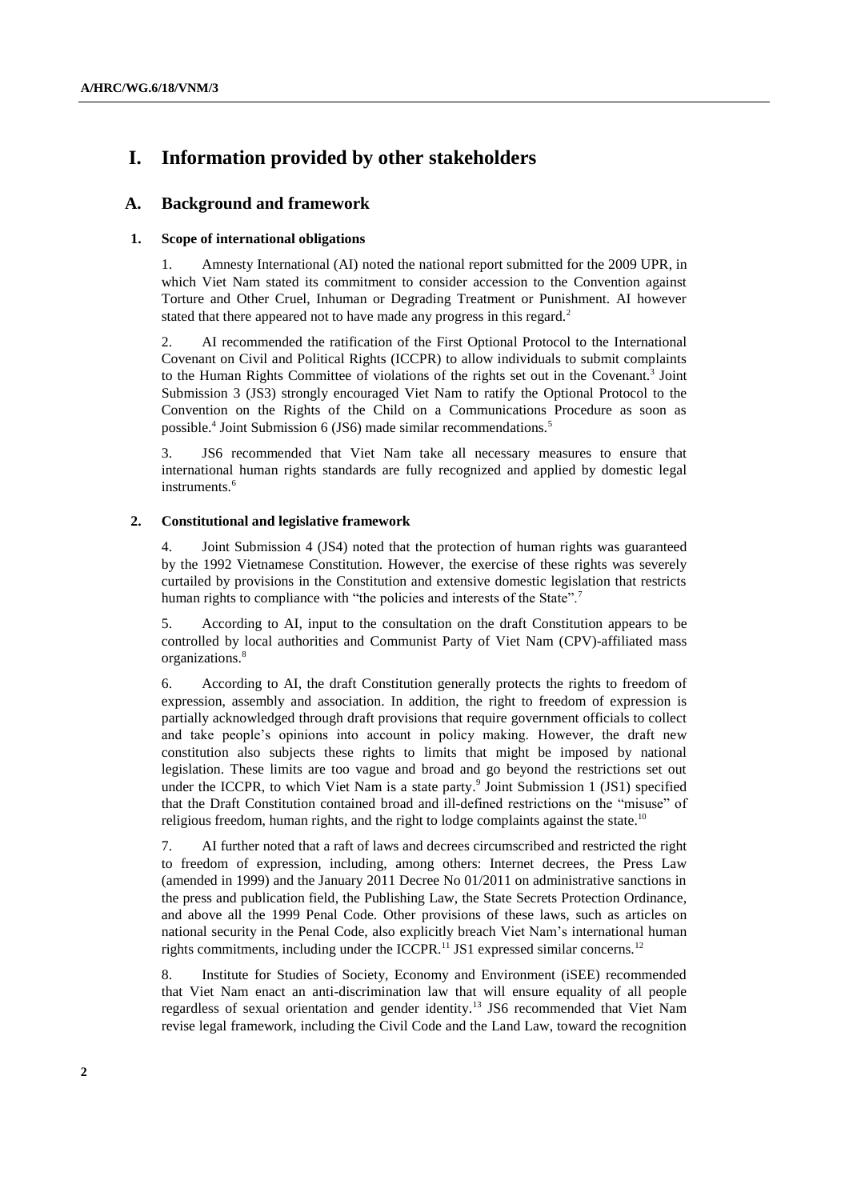# I. Information provided by other stakeholders

## A. Background and framework

### 1. Scope of international obligations

1. Amnesty International (AI) noted the national report submitted for the 2009 UPR, in which Viet Nam stated its commitment to consider accession to the Convention against Torture and Other Cruel, Inhuman or Degrading Treatment or Punishment. AI however stated that there appeared not to have made any progress in this regard.[2]

2. AI recommended the ratification of the First Optional Protocol to the International Covenant on Civil and Political Rights (ICCPR) to allow individuals to submit complaints to the Human Rights Committee of violations of the rights set out in the Covenant.[3] Joint Submission 3 (JS3) strongly encouraged Viet Nam to ratify the Optional Protocol to the Convention on the Rights of the Child on a Communications Procedure as soon as possible.[4] Joint Submission 6 (JS6) made similar recommendations.[5]

3. JS6 recommended that Viet Nam take all necessary measures to ensure that international human rights standards are fully recognized and applied by domestic legal instruments.[6]

### 2. Constitutional and legislative framework

4. Joint Submission 4 (JS4) noted that the protection of human rights was guaranteed by the 1992 Vietnamese Constitution. However, the exercise of these rights was severely curtailed by provisions in the Constitution and extensive domestic legislation that restricts human rights to compliance with "the policies and interests of the State".[7]

5. According to AI, input to the consultation on the draft Constitution appears to be controlled by local authorities and Communist Party of Viet Nam (CPV)-affiliated mass organizations.[8]

6. According to AI, the draft Constitution generally protects the rights to freedom of expression, assembly and association. In addition, the right to freedom of expression is partially acknowledged through draft provisions that require government officials to collect and take people's opinions into account in policy making. However, the draft new constitution also subjects these rights to limits that might be imposed by national legislation. These limits are too vague and broad and go beyond the restrictions set out under the ICCPR, to which Viet Nam is a state party.[9] Joint Submission 1 (JS1) specified that the Draft Constitution contained broad and ill-defined restrictions on the "misuse" of religious freedom, human rights, and the right to lodge complaints against the state.[10]

7. AI further noted that a raft of laws and decrees circumscribed and restricted the right to freedom of expression, including, among others: Internet decrees, the Press Law (amended in 1999) and the January 2011 Decree No 01/2011 on administrative sanctions in the press and publication field, the Publishing Law, the State Secrets Protection Ordinance, and above all the 1999 Penal Code. Other provisions of these laws, such as articles on national security in the Penal Code, also explicitly breach Viet Nam's international human rights commitments, including under the ICCPR.[11] JS1 expressed similar concerns.[12]

8. Institute for Studies of Society, Economy and Environment (iSEE) recommended that Viet Nam enact an anti-discrimination law that will ensure equality of all people regardless of sexual orientation and gender identity.[13] JS6 recommended that Viet Nam revise legal framework, including the Civil Code and the Land Law, toward the recognition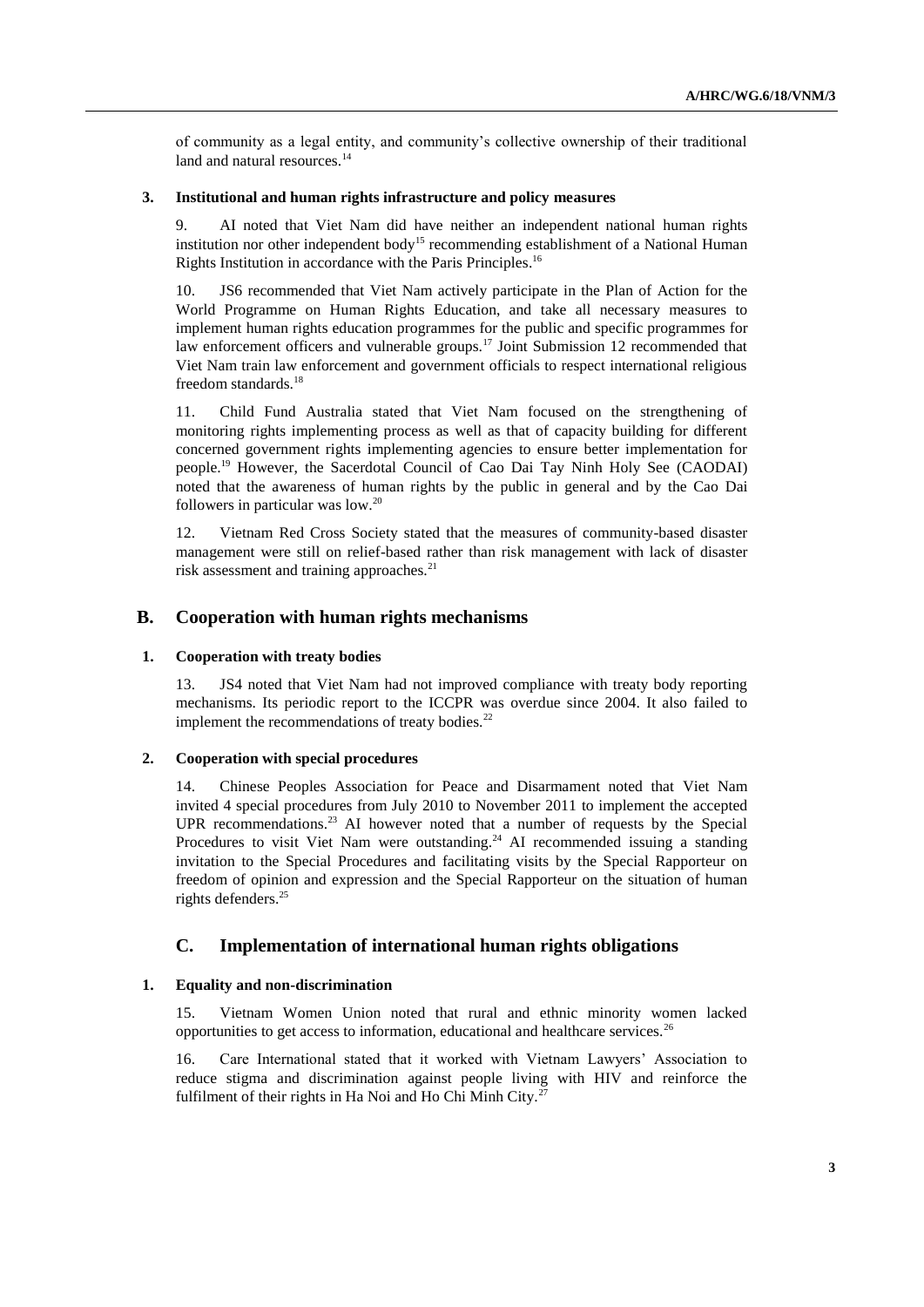of community as a legal entity, and community's collective ownership of their traditional land and natural resources.[14]

### 3. Institutional and human rights infrastructure and policy measures

9. AI noted that Viet Nam did have neither an independent national human rights institution nor other independent body[15] recommending establishment of a National Human Rights Institution in accordance with the Paris Principles.[16]

10. JS6 recommended that Viet Nam actively participate in the Plan of Action for the World Programme on Human Rights Education, and take all necessary measures to implement human rights education programmes for the public and specific programmes for law enforcement officers and vulnerable groups.[17] Joint Submission 12 recommended that Viet Nam train law enforcement and government officials to respect international religious freedom standards.[18]

11. Child Fund Australia stated that Viet Nam focused on the strengthening of monitoring rights implementing process as well as that of capacity building for different concerned government rights implementing agencies to ensure better implementation for people.[19] However, the Sacerdotal Council of Cao Dai Tay Ninh Holy See (CAODAI) noted that the awareness of human rights by the public in general and by the Cao Dai followers in particular was low.[20]

12. Vietnam Red Cross Society stated that the measures of community-based disaster management were still on relief-based rather than risk management with lack of disaster risk assessment and training approaches.[21]

## B. Cooperation with human rights mechanisms

### 1. Cooperation with treaty bodies

13. JS4 noted that Viet Nam had not improved compliance with treaty body reporting mechanisms. Its periodic report to the ICCPR was overdue since 2004. It also failed to implement the recommendations of treaty bodies.[22]

### 2. Cooperation with special procedures

14. Chinese Peoples Association for Peace and Disarmament noted that Viet Nam invited 4 special procedures from July 2010 to November 2011 to implement the accepted UPR recommendations.[23] AI however noted that a number of requests by the Special Procedures to visit Viet Nam were outstanding.[24] AI recommended issuing a standing invitation to the Special Procedures and facilitating visits by the Special Rapporteur on freedom of opinion and expression and the Special Rapporteur on the situation of human rights defenders.[25]

## C. Implementation of international human rights obligations

### 1. Equality and non-discrimination

15. Vietnam Women Union noted that rural and ethnic minority women lacked opportunities to get access to information, educational and healthcare services.[26]

16. Care International stated that it worked with Vietnam Lawyers' Association to reduce stigma and discrimination against people living with HIV and reinforce the fulfilment of their rights in Ha Noi and Ho Chi Minh City.[27]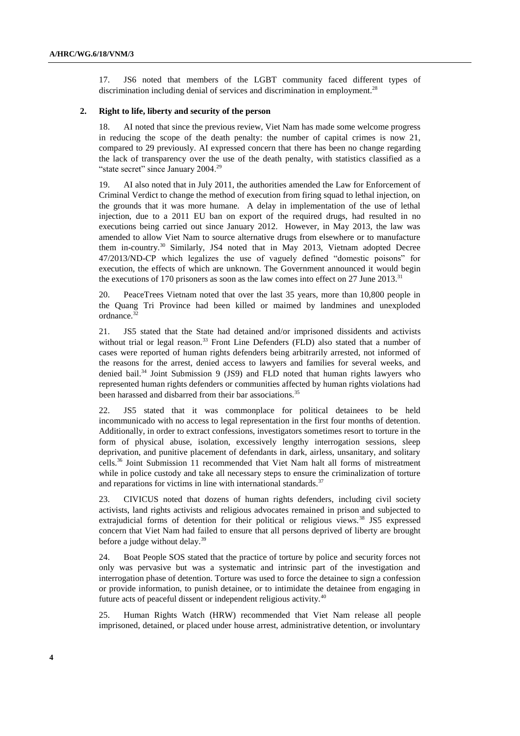17. JS6 noted that members of the LGBT community faced different types of discrimination including denial of services and discrimination in employment.[28]

### 2. Right to life, liberty and security of the person

18. AI noted that since the previous review, Viet Nam has made some welcome progress in reducing the scope of the death penalty: the number of capital crimes is now 21, compared to 29 previously. AI expressed concern that there has been no change regarding the lack of transparency over the use of the death penalty, with statistics classified as a "state secret" since January 2004.[29]

19. AI also noted that in July 2011, the authorities amended the Law for Enforcement of Criminal Verdict to change the method of execution from firing squad to lethal injection, on the grounds that it was more humane. A delay in implementation of the use of lethal injection, due to a 2011 EU ban on export of the required drugs, had resulted in no executions being carried out since January 2012. However, in May 2013, the law was amended to allow Viet Nam to source alternative drugs from elsewhere or to manufacture them in-country.[30] Similarly, JS4 noted that in May 2013, Vietnam adopted Decree 47/2013/ND-CP which legalizes the use of vaguely defined "domestic poisons" for execution, the effects of which are unknown. The Government announced it would begin the executions of 170 prisoners as soon as the law comes into effect on 27 June 2013.[31]

20. PeaceTrees Vietnam noted that over the last 35 years, more than 10,800 people in the Quang Tri Province had been killed or maimed by landmines and unexploded ordnance.[32]

21. JS5 stated that the State had detained and/or imprisoned dissidents and activists without trial or legal reason.[33] Front Line Defenders (FLD) also stated that a number of cases were reported of human rights defenders being arbitrarily arrested, not informed of the reasons for the arrest, denied access to lawyers and families for several weeks, and denied bail.[34] Joint Submission 9 (JS9) and FLD noted that human rights lawyers who represented human rights defenders or communities affected by human rights violations had been harassed and disbarred from their bar associations.[35]

22. JS5 stated that it was commonplace for political detainees to be held incommunicado with no access to legal representation in the first four months of detention. Additionally, in order to extract confessions, investigators sometimes resort to torture in the form of physical abuse, isolation, excessively lengthy interrogation sessions, sleep deprivation, and punitive placement of defendants in dark, airless, unsanitary, and solitary cells.[36] Joint Submission 11 recommended that Viet Nam halt all forms of mistreatment while in police custody and take all necessary steps to ensure the criminalization of torture and reparations for victims in line with international standards.[37]

23. CIVICUS noted that dozens of human rights defenders, including civil society activists, land rights activists and religious advocates remained in prison and subjected to extrajudicial forms of detention for their political or religious views.[38] JS5 expressed concern that Viet Nam had failed to ensure that all persons deprived of liberty are brought before a judge without delay.[39]

24. Boat People SOS stated that the practice of torture by police and security forces not only was pervasive but was a systematic and intrinsic part of the investigation and interrogation phase of detention. Torture was used to force the detainee to sign a confession or provide information, to punish detainee, or to intimidate the detainee from engaging in future acts of peaceful dissent or independent religious activity.[40]

25. Human Rights Watch (HRW) recommended that Viet Nam release all people imprisoned, detained, or placed under house arrest, administrative detention, or involuntary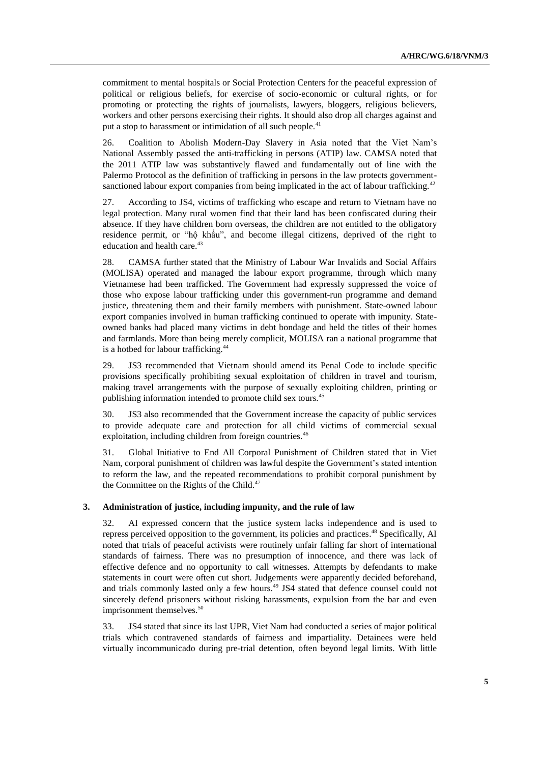commitment to mental hospitals or Social Protection Centers for the peaceful expression of political or religious beliefs, for exercise of socio-economic or cultural rights, or for promoting or protecting the rights of journalists, lawyers, bloggers, religious believers, workers and other persons exercising their rights. It should also drop all charges against and put a stop to harassment or intimidation of all such people.[41]

26. Coalition to Abolish Modern-Day Slavery in Asia noted that the Viet Nam's National Assembly passed the anti-trafficking in persons (ATIP) law. CAMSA noted that the 2011 ATIP law was substantively flawed and fundamentally out of line with the Palermo Protocol as the definition of trafficking in persons in the law protects government-sanctioned labour export companies from being implicated in the act of labour trafficking.[42]

27. According to JS4, victims of trafficking who escape and return to Vietnam have no legal protection. Many rural women find that their land has been confiscated during their absence. If they have children born overseas, the children are not entitled to the obligatory residence permit, or "hộ khẩu", and become illegal citizens, deprived of the right to education and health care.[43]

28. CAMSA further stated that the Ministry of Labour War Invalids and Social Affairs (MOLISA) operated and managed the labour export programme, through which many Vietnamese had been trafficked. The Government had expressly suppressed the voice of those who expose labour trafficking under this government-run programme and demand justice, threatening them and their family members with punishment. State-owned labour export companies involved in human trafficking continued to operate with impunity. State-owned banks had placed many victims in debt bondage and held the titles of their homes and farmlands. More than being merely complicit, MOLISA ran a national programme that is a hotbed for labour trafficking.[44]

29. JS3 recommended that Vietnam should amend its Penal Code to include specific provisions specifically prohibiting sexual exploitation of children in travel and tourism, making travel arrangements with the purpose of sexually exploiting children, printing or publishing information intended to promote child sex tours.[45]

30. JS3 also recommended that the Government increase the capacity of public services to provide adequate care and protection for all child victims of commercial sexual exploitation, including children from foreign countries.[46]

31. Global Initiative to End All Corporal Punishment of Children stated that in Viet Nam, corporal punishment of children was lawful despite the Government's stated intention to reform the law, and the repeated recommendations to prohibit corporal punishment by the Committee on the Rights of the Child.[47]

### 3. Administration of justice, including impunity, and the rule of law

32. AI expressed concern that the justice system lacks independence and is used to repress perceived opposition to the government, its policies and practices.[48] Specifically, AI noted that trials of peaceful activists were routinely unfair falling far short of international standards of fairness. There was no presumption of innocence, and there was lack of effective defence and no opportunity to call witnesses. Attempts by defendants to make statements in court were often cut short. Judgements were apparently decided beforehand, and trials commonly lasted only a few hours.[49] JS4 stated that defence counsel could not sincerely defend prisoners without risking harassments, expulsion from the bar and even imprisonment themselves.[50]

33. JS4 stated that since its last UPR, Viet Nam had conducted a series of major political trials which contravened standards of fairness and impartiality. Detainees were held virtually incommunicado during pre-trial detention, often beyond legal limits. With little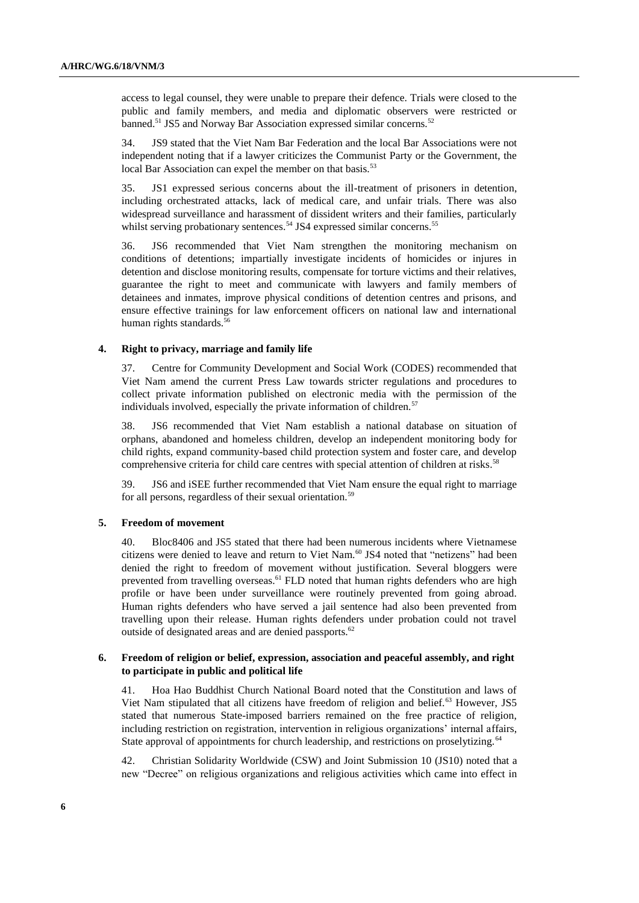access to legal counsel, they were unable to prepare their defence. Trials were closed to the public and family members, and media and diplomatic observers were restricted or banned.[51] JS5 and Norway Bar Association expressed similar concerns.[52]

34. JS9 stated that the Viet Nam Bar Federation and the local Bar Associations were not independent noting that if a lawyer criticizes the Communist Party or the Government, the local Bar Association can expel the member on that basis.[53]

35. JS1 expressed serious concerns about the ill-treatment of prisoners in detention, including orchestrated attacks, lack of medical care, and unfair trials. There was also widespread surveillance and harassment of dissident writers and their families, particularly whilst serving probationary sentences.[54] JS4 expressed similar concerns.[55]

36. JS6 recommended that Viet Nam strengthen the monitoring mechanism on conditions of detentions; impartially investigate incidents of homicides or injures in detention and disclose monitoring results, compensate for torture victims and their relatives, guarantee the right to meet and communicate with lawyers and family members of detainees and inmates, improve physical conditions of detention centres and prisons, and ensure effective trainings for law enforcement officers on national law and international human rights standards.[56]

### 4. Right to privacy, marriage and family life

37. Centre for Community Development and Social Work (CODES) recommended that Viet Nam amend the current Press Law towards stricter regulations and procedures to collect private information published on electronic media with the permission of the individuals involved, especially the private information of children.[57]

38. JS6 recommended that Viet Nam establish a national database on situation of orphans, abandoned and homeless children, develop an independent monitoring body for child rights, expand community-based child protection system and foster care, and develop comprehensive criteria for child care centres with special attention of children at risks.[58]

39. JS6 and iSEE further recommended that Viet Nam ensure the equal right to marriage for all persons, regardless of their sexual orientation.[59]

### 5. Freedom of movement

40. Bloc8406 and JS5 stated that there had been numerous incidents where Vietnamese citizens were denied to leave and return to Viet Nam.[60] JS4 noted that "netizens" had been denied the right to freedom of movement without justification. Several bloggers were prevented from travelling overseas.[61] FLD noted that human rights defenders who are high profile or have been under surveillance were routinely prevented from going abroad. Human rights defenders who have served a jail sentence had also been prevented from travelling upon their release. Human rights defenders under probation could not travel outside of designated areas and are denied passports.[62]

### 6. Freedom of religion or belief, expression, association and peaceful assembly, and right to participate in public and political life

41. Hoa Hao Buddhist Church National Board noted that the Constitution and laws of Viet Nam stipulated that all citizens have freedom of religion and belief.[63] However, JS5 stated that numerous State-imposed barriers remained on the free practice of religion, including restriction on registration, intervention in religious organizations' internal affairs, State approval of appointments for church leadership, and restrictions on proselytizing.[64]

42. Christian Solidarity Worldwide (CSW) and Joint Submission 10 (JS10) noted that a new "Decree" on religious organizations and religious activities which came into effect in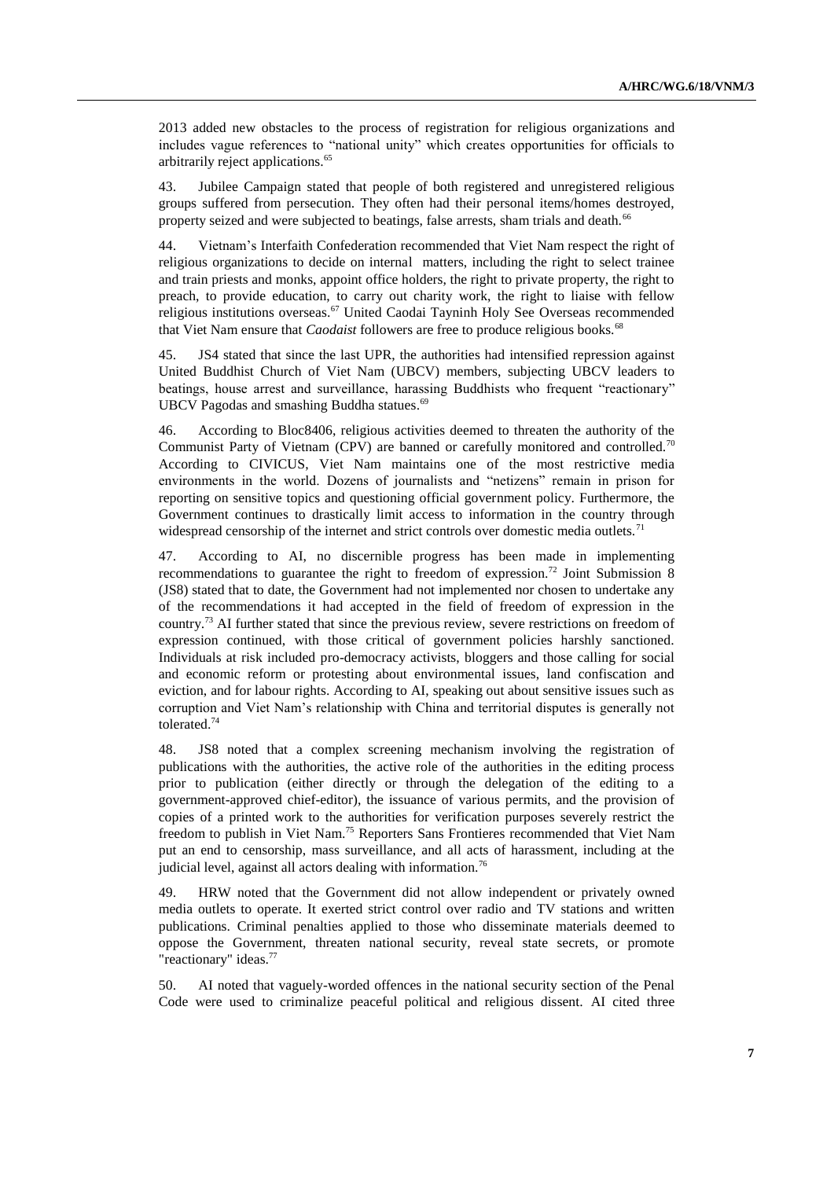2013 added new obstacles to the process of registration for religious organizations and includes vague references to "national unity" which creates opportunities for officials to arbitrarily reject applications.[65]

43. Jubilee Campaign stated that people of both registered and unregistered religious groups suffered from persecution. They often had their personal items/homes destroyed, property seized and were subjected to beatings, false arrests, sham trials and death.[66]

44. Vietnam's Interfaith Confederation recommended that Viet Nam respect the right of religious organizations to decide on internal matters, including the right to select trainee and train priests and monks, appoint office holders, the right to private property, the right to preach, to provide education, to carry out charity work, the right to liaise with fellow religious institutions overseas.[67] United Caodai Tayninh Holy See Overseas recommended that Viet Nam ensure that *Caodaist* followers are free to produce religious books.[68]

45. JS4 stated that since the last UPR, the authorities had intensified repression against United Buddhist Church of Viet Nam (UBCV) members, subjecting UBCV leaders to beatings, house arrest and surveillance, harassing Buddhists who frequent "reactionary" UBCV Pagodas and smashing Buddha statues.[69]

46. According to Bloc8406, religious activities deemed to threaten the authority of the Communist Party of Vietnam (CPV) are banned or carefully monitored and controlled.[70] According to CIVICUS, Viet Nam maintains one of the most restrictive media environments in the world. Dozens of journalists and "netizens" remain in prison for reporting on sensitive topics and questioning official government policy. Furthermore, the Government continues to drastically limit access to information in the country through widespread censorship of the internet and strict controls over domestic media outlets.[71]

47. According to AI, no discernible progress has been made in implementing recommendations to guarantee the right to freedom of expression.[72] Joint Submission 8 (JS8) stated that to date, the Government had not implemented nor chosen to undertake any of the recommendations it had accepted in the field of freedom of expression in the country.[73] AI further stated that since the previous review, severe restrictions on freedom of expression continued, with those critical of government policies harshly sanctioned. Individuals at risk included pro-democracy activists, bloggers and those calling for social and economic reform or protesting about environmental issues, land confiscation and eviction, and for labour rights. According to AI, speaking out about sensitive issues such as corruption and Viet Nam's relationship with China and territorial disputes is generally not tolerated.[74]

48. JS8 noted that a complex screening mechanism involving the registration of publications with the authorities, the active role of the authorities in the editing process prior to publication (either directly or through the delegation of the editing to a government-approved chief-editor), the issuance of various permits, and the provision of copies of a printed work to the authorities for verification purposes severely restrict the freedom to publish in Viet Nam.[75] Reporters Sans Frontieres recommended that Viet Nam put an end to censorship, mass surveillance, and all acts of harassment, including at the judicial level, against all actors dealing with information.[76]

49. HRW noted that the Government did not allow independent or privately owned media outlets to operate. It exerted strict control over radio and TV stations and written publications. Criminal penalties applied to those who disseminate materials deemed to oppose the Government, threaten national security, reveal state secrets, or promote "reactionary" ideas.[77]

50. AI noted that vaguely-worded offences in the national security section of the Penal Code were used to criminalize peaceful political and religious dissent. AI cited three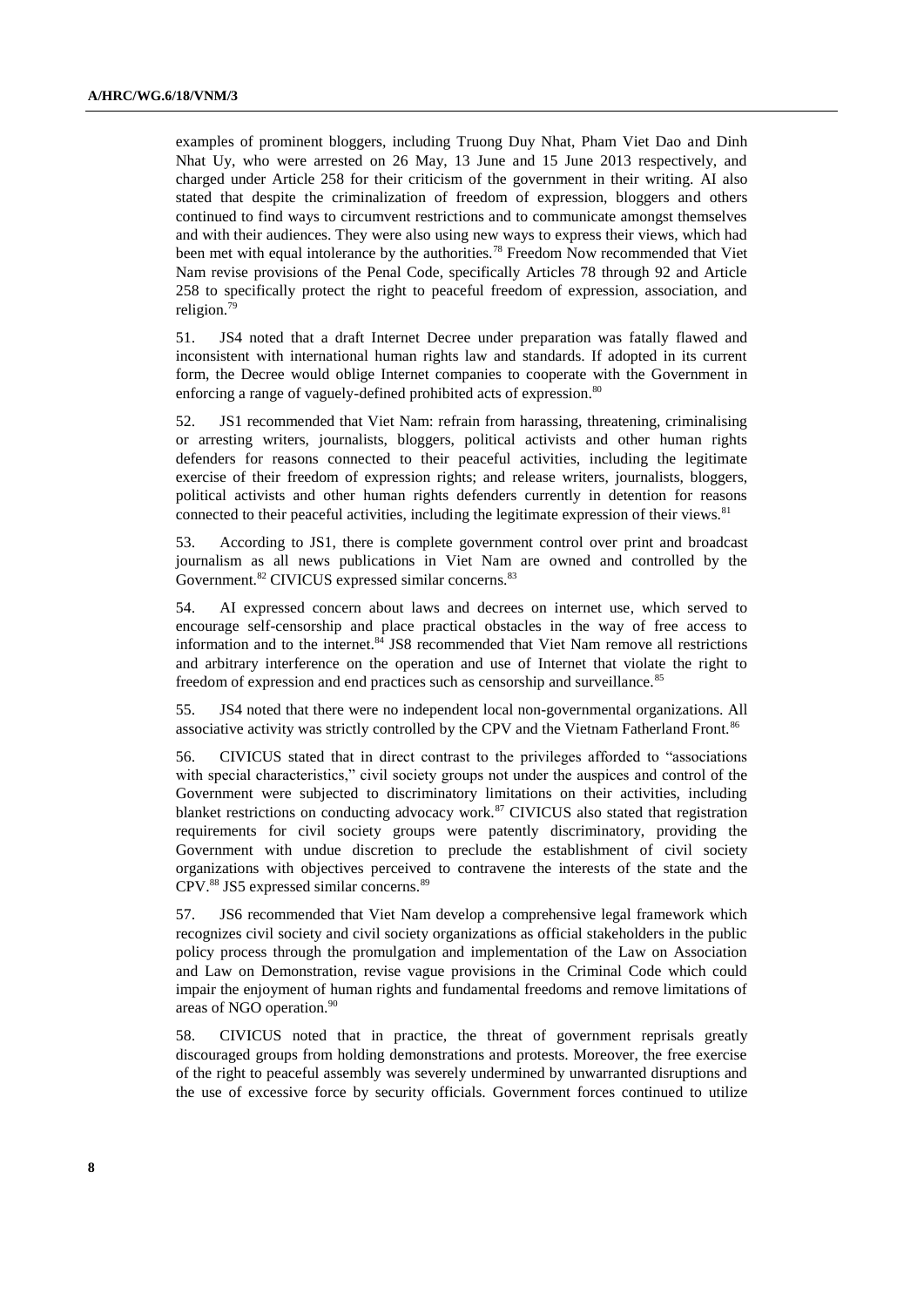examples of prominent bloggers, including Truong Duy Nhat, Pham Viet Dao and Dinh Nhat Uy, who were arrested on 26 May, 13 June and 15 June 2013 respectively, and charged under Article 258 for their criticism of the government in their writing. AI also stated that despite the criminalization of freedom of expression, bloggers and others continued to find ways to circumvent restrictions and to communicate amongst themselves and with their audiences. They were also using new ways to express their views, which had been met with equal intolerance by the authorities.[78] Freedom Now recommended that Viet Nam revise provisions of the Penal Code, specifically Articles 78 through 92 and Article 258 to specifically protect the right to peaceful freedom of expression, association, and religion.[79]

51. JS4 noted that a draft Internet Decree under preparation was fatally flawed and inconsistent with international human rights law and standards. If adopted in its current form, the Decree would oblige Internet companies to cooperate with the Government in enforcing a range of vaguely-defined prohibited acts of expression.[80]

52. JS1 recommended that Viet Nam: refrain from harassing, threatening, criminalising or arresting writers, journalists, bloggers, political activists and other human rights defenders for reasons connected to their peaceful activities, including the legitimate exercise of their freedom of expression rights; and release writers, journalists, bloggers, political activists and other human rights defenders currently in detention for reasons connected to their peaceful activities, including the legitimate expression of their views.[81]

53. According to JS1, there is complete government control over print and broadcast journalism as all news publications in Viet Nam are owned and controlled by the Government.[82] CIVICUS expressed similar concerns.[83]

54. AI expressed concern about laws and decrees on internet use, which served to encourage self-censorship and place practical obstacles in the way of free access to information and to the internet.[84] JS8 recommended that Viet Nam remove all restrictions and arbitrary interference on the operation and use of Internet that violate the right to freedom of expression and end practices such as censorship and surveillance.[85]

55. JS4 noted that there were no independent local non-governmental organizations. All associative activity was strictly controlled by the CPV and the Vietnam Fatherland Front.[86]

56. CIVICUS stated that in direct contrast to the privileges afforded to "associations with special characteristics," civil society groups not under the auspices and control of the Government were subjected to discriminatory limitations on their activities, including blanket restrictions on conducting advocacy work.[87] CIVICUS also stated that registration requirements for civil society groups were patently discriminatory, providing the Government with undue discretion to preclude the establishment of civil society organizations with objectives perceived to contravene the interests of the state and the CPV.[88] JS5 expressed similar concerns.[89]

57. JS6 recommended that Viet Nam develop a comprehensive legal framework which recognizes civil society and civil society organizations as official stakeholders in the public policy process through the promulgation and implementation of the Law on Association and Law on Demonstration, revise vague provisions in the Criminal Code which could impair the enjoyment of human rights and fundamental freedoms and remove limitations of areas of NGO operation.[90]

58. CIVICUS noted that in practice, the threat of government reprisals greatly discouraged groups from holding demonstrations and protests. Moreover, the free exercise of the right to peaceful assembly was severely undermined by unwarranted disruptions and the use of excessive force by security officials. Government forces continued to utilize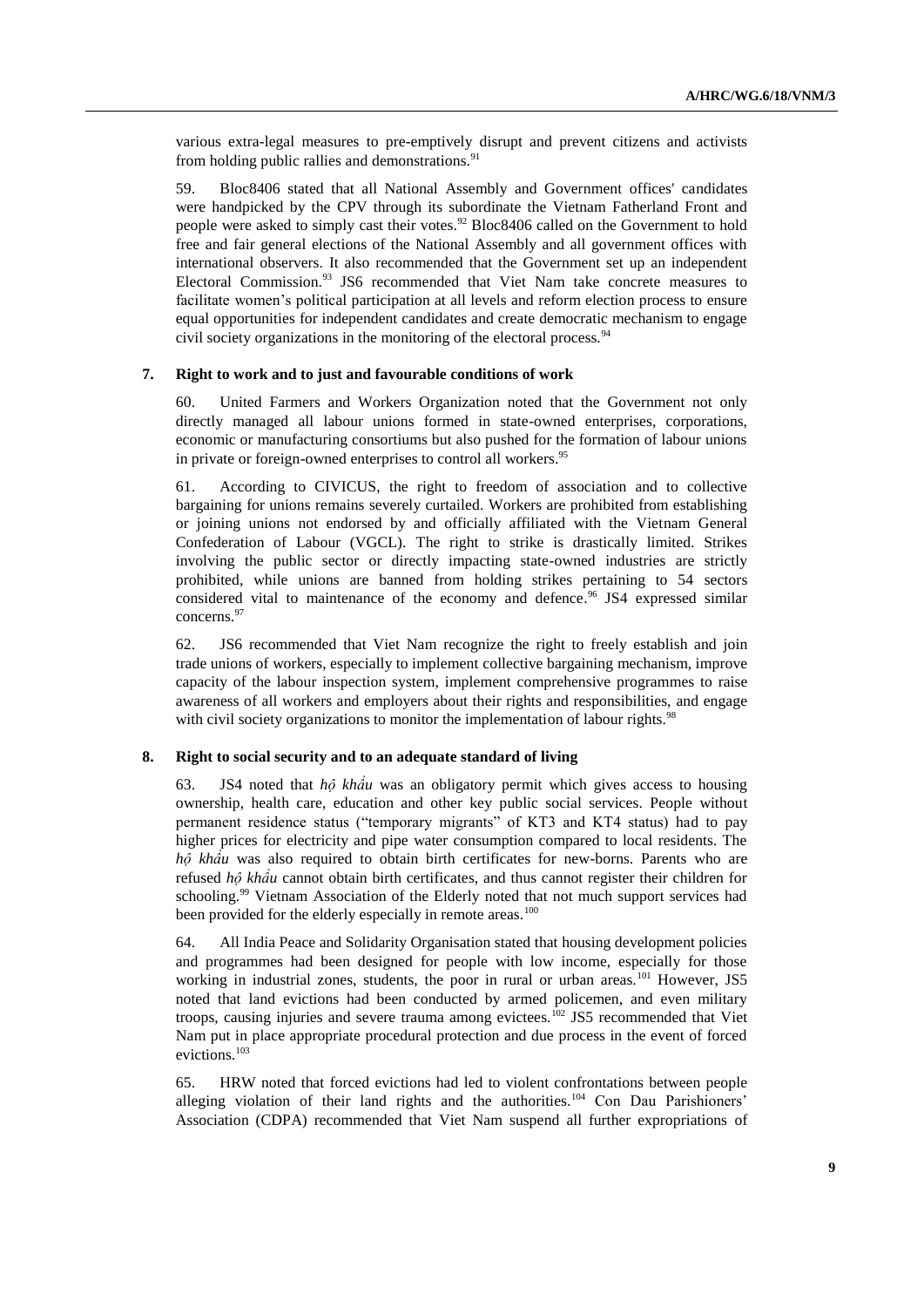various extra-legal measures to pre-emptively disrupt and prevent citizens and activists from holding public rallies and demonstrations.[91]

59. Bloc8406 stated that all National Assembly and Government offices' candidates were handpicked by the CPV through its subordinate the Vietnam Fatherland Front and people were asked to simply cast their votes.[92] Bloc8406 called on the Government to hold free and fair general elections of the National Assembly and all government offices with international observers. It also recommended that the Government set up an independent Electoral Commission.[93] JS6 recommended that Viet Nam take concrete measures to facilitate women's political participation at all levels and reform election process to ensure equal opportunities for independent candidates and create democratic mechanism to engage civil society organizations in the monitoring of the electoral process.[94]

### 7. Right to work and to just and favourable conditions of work

60. United Farmers and Workers Organization noted that the Government not only directly managed all labour unions formed in state-owned enterprises, corporations, economic or manufacturing consortiums but also pushed for the formation of labour unions in private or foreign-owned enterprises to control all workers.[95]

61. According to CIVICUS, the right to freedom of association and to collective bargaining for unions remains severely curtailed. Workers are prohibited from establishing or joining unions not endorsed by and officially affiliated with the Vietnam General Confederation of Labour (VGCL). The right to strike is drastically limited. Strikes involving the public sector or directly impacting state-owned industries are strictly prohibited, while unions are banned from holding strikes pertaining to 54 sectors considered vital to maintenance of the economy and defence.[96] JS4 expressed similar concerns.[97]

62. JS6 recommended that Viet Nam recognize the right to freely establish and join trade unions of workers, especially to implement collective bargaining mechanism, improve capacity of the labour inspection system, implement comprehensive programmes to raise awareness of all workers and employers about their rights and responsibilities, and engage with civil society organizations to monitor the implementation of labour rights.[98]

### 8. Right to social security and to an adequate standard of living

63. JS4 noted that *hộ khẩu* was an obligatory permit which gives access to housing ownership, health care, education and other key public social services. People without permanent residence status ("temporary migrants" of KT3 and KT4 status) had to pay higher prices for electricity and pipe water consumption compared to local residents. The *hộ khẩu* was also required to obtain birth certificates for new-borns. Parents who are refused *hộ khẩu* cannot obtain birth certificates, and thus cannot register their children for schooling.[99] Vietnam Association of the Elderly noted that not much support services had been provided for the elderly especially in remote areas.[100]

64. All India Peace and Solidarity Organisation stated that housing development policies and programmes had been designed for people with low income, especially for those working in industrial zones, students, the poor in rural or urban areas.[101] However, JS5 noted that land evictions had been conducted by armed policemen, and even military troops, causing injuries and severe trauma among evictees.[102] JS5 recommended that Viet Nam put in place appropriate procedural protection and due process in the event of forced evictions.[103]

65. HRW noted that forced evictions had led to violent confrontations between people alleging violation of their land rights and the authorities.[104] Con Dau Parishioners' Association (CDPA) recommended that Viet Nam suspend all further expropriations of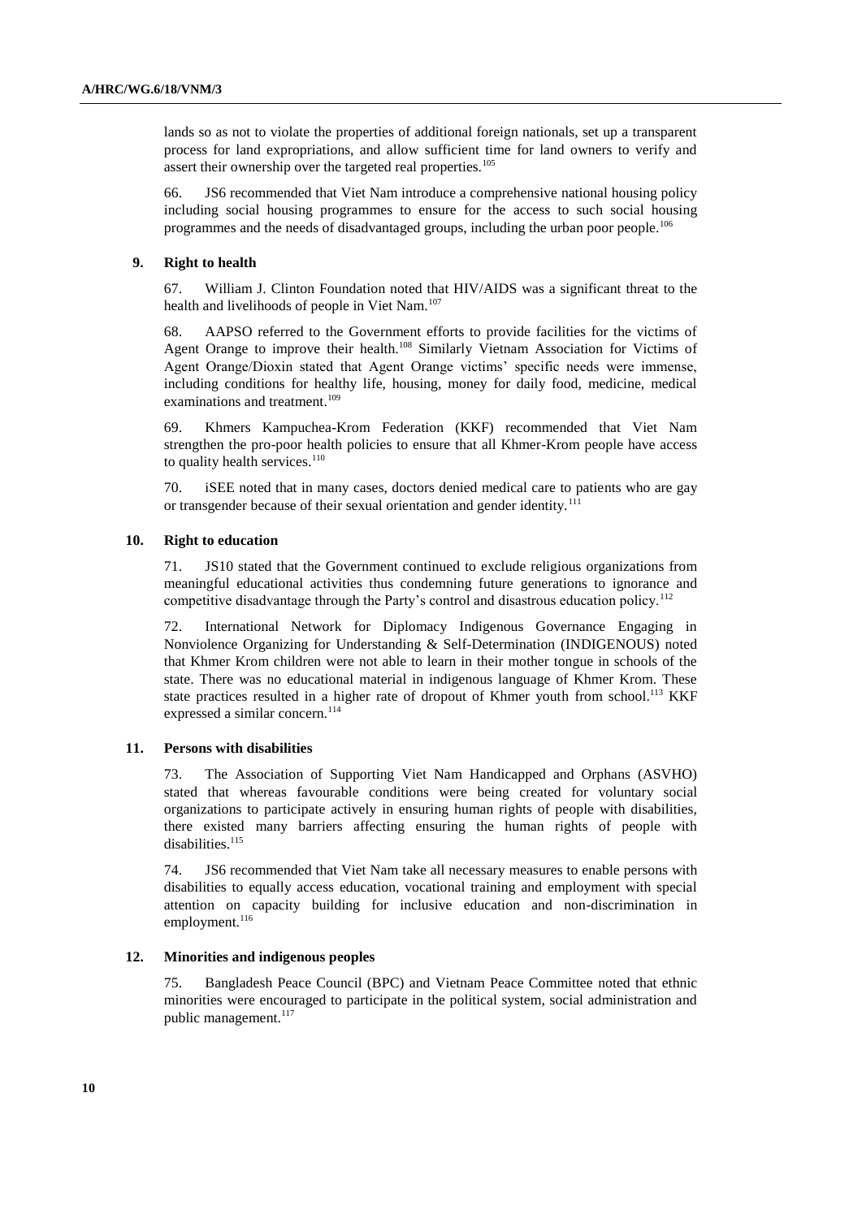lands so as not to violate the properties of additional foreign nationals, set up a transparent process for land expropriations, and allow sufficient time for land owners to verify and assert their ownership over the targeted real properties.[105]

66. JS6 recommended that Viet Nam introduce a comprehensive national housing policy including social housing programmes to ensure for the access to such social housing programmes and the needs of disadvantaged groups, including the urban poor people.[106]

### 9. Right to health

67. William J. Clinton Foundation noted that HIV/AIDS was a significant threat to the health and livelihoods of people in Viet Nam.[107]

68. AAPSO referred to the Government efforts to provide facilities for the victims of Agent Orange to improve their health.[108] Similarly Vietnam Association for Victims of Agent Orange/Dioxin stated that Agent Orange victims' specific needs were immense, including conditions for healthy life, housing, money for daily food, medicine, medical examinations and treatment.[109]

69. Khmers Kampuchea-Krom Federation (KKF) recommended that Viet Nam strengthen the pro-poor health policies to ensure that all Khmer-Krom people have access to quality health services.[110]

70. iSEE noted that in many cases, doctors denied medical care to patients who are gay or transgender because of their sexual orientation and gender identity.[111]

### 10. Right to education

71. JS10 stated that the Government continued to exclude religious organizations from meaningful educational activities thus condemning future generations to ignorance and competitive disadvantage through the Party's control and disastrous education policy.[112]

72. International Network for Diplomacy Indigenous Governance Engaging in Nonviolence Organizing for Understanding & Self-Determination (INDIGENOUS) noted that Khmer Krom children were not able to learn in their mother tongue in schools of the state. There was no educational material in indigenous language of Khmer Krom. These state practices resulted in a higher rate of dropout of Khmer youth from school.[113] KKF expressed a similar concern.[114]

### 11. Persons with disabilities

73. The Association of Supporting Viet Nam Handicapped and Orphans (ASVHO) stated that whereas favourable conditions were being created for voluntary social organizations to participate actively in ensuring human rights of people with disabilities, there existed many barriers affecting ensuring the human rights of people with disabilities.[115]

74. JS6 recommended that Viet Nam take all necessary measures to enable persons with disabilities to equally access education, vocational training and employment with special attention on capacity building for inclusive education and non-discrimination in employment.[116]

### 12. Minorities and indigenous peoples

75. Bangladesh Peace Council (BPC) and Vietnam Peace Committee noted that ethnic minorities were encouraged to participate in the political system, social administration and public management.[117]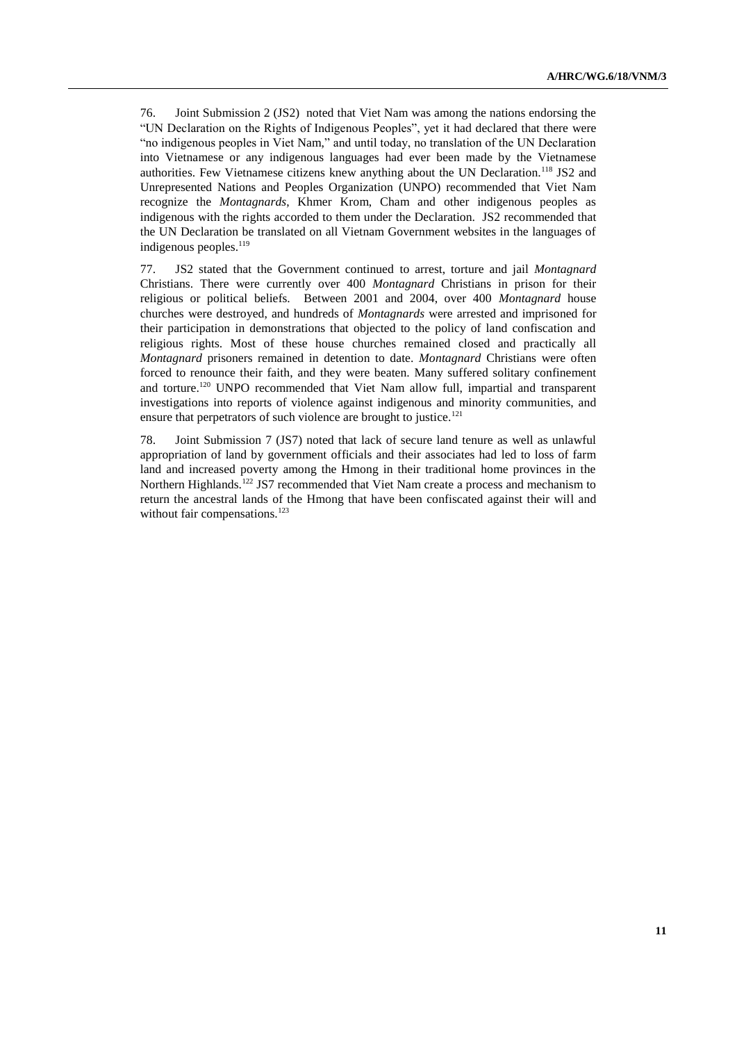76. Joint Submission 2 (JS2) noted that Viet Nam was among the nations endorsing the "UN Declaration on the Rights of Indigenous Peoples", yet it had declared that there were "no indigenous peoples in Viet Nam," and until today, no translation of the UN Declaration into Vietnamese or any indigenous languages had ever been made by the Vietnamese authorities. Few Vietnamese citizens knew anything about the UN Declaration.[118] JS2 and Unrepresented Nations and Peoples Organization (UNPO) recommended that Viet Nam recognize the *Montagnards*, Khmer Krom, Cham and other indigenous peoples as indigenous with the rights accorded to them under the Declaration. JS2 recommended that the UN Declaration be translated on all Vietnam Government websites in the languages of indigenous peoples.[119]

77. JS2 stated that the Government continued to arrest, torture and jail *Montagnard* Christians. There were currently over 400 *Montagnard* Christians in prison for their religious or political beliefs. Between 2001 and 2004, over 400 *Montagnard* house churches were destroyed, and hundreds of *Montagnards* were arrested and imprisoned for their participation in demonstrations that objected to the policy of land confiscation and religious rights. Most of these house churches remained closed and practically all *Montagnard* prisoners remained in detention to date. *Montagnard* Christians were often forced to renounce their faith, and they were beaten. Many suffered solitary confinement and torture.[120] UNPO recommended that Viet Nam allow full, impartial and transparent investigations into reports of violence against indigenous and minority communities, and ensure that perpetrators of such violence are brought to justice.[121]

78. Joint Submission 7 (JS7) noted that lack of secure land tenure as well as unlawful appropriation of land by government officials and their associates had led to loss of farm land and increased poverty among the Hmong in their traditional home provinces in the Northern Highlands.[122] JS7 recommended that Viet Nam create a process and mechanism to return the ancestral lands of the Hmong that have been confiscated against their will and without fair compensations.[123]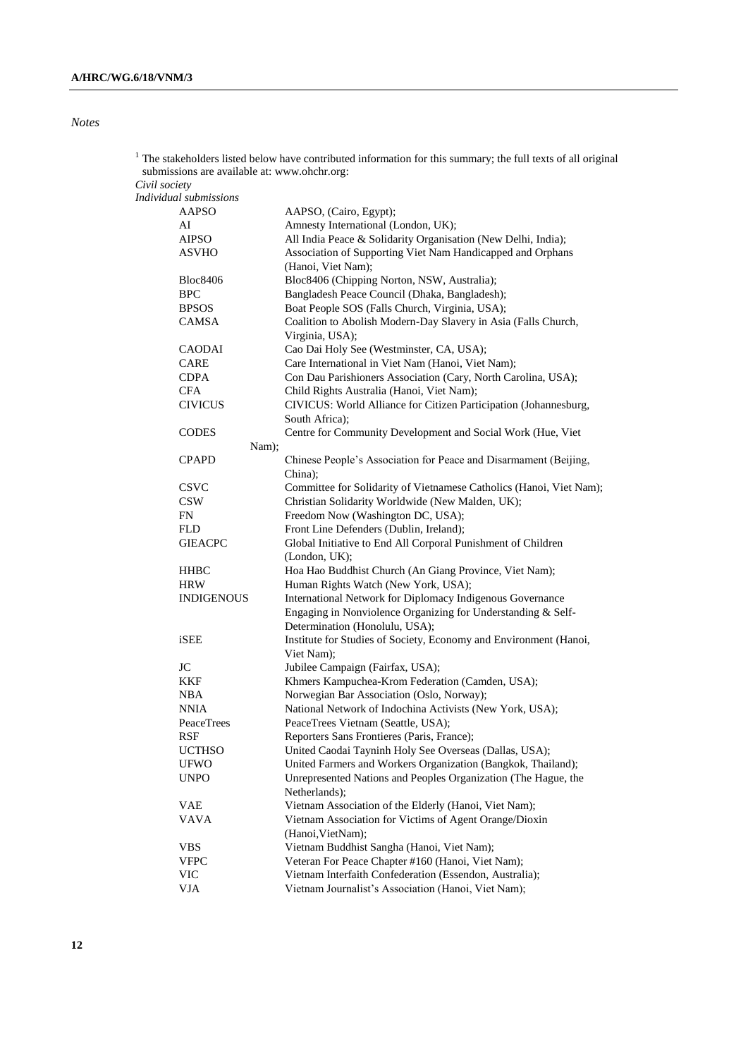*Notes*

[1] The stakeholders listed below have contributed information for this summary; the full texts of all original submissions are available at: www.ohchr.org:

*Civil society*

*Individual submissions*

| | |
|---|---|
| AAPSO | AAPSO, (Cairo, Egypt); |
| AI | Amnesty International (London, UK); |
| AIPSO | All India Peace & Solidarity Organisation (New Delhi, India); |
| ASVHO | Association of Supporting Viet Nam Handicapped and Orphans (Hanoi, Viet Nam); |
| Bloc8406 | Bloc8406 (Chipping Norton, NSW, Australia); |
| BPC | Bangladesh Peace Council (Dhaka, Bangladesh); |
| BPSOS | Boat People SOS (Falls Church, Virginia, USA); |
| CAMSA | Coalition to Abolish Modern-Day Slavery in Asia (Falls Church, Virginia, USA); |
| CAODAI | Cao Dai Holy See (Westminster, CA, USA); |
| CARE | Care International in Viet Nam (Hanoi, Viet Nam); |
| CDPA | Con Dau Parishioners Association (Cary, North Carolina, USA); |
| CFA | Child Rights Australia (Hanoi, Viet Nam); |
| CIVICUS | CIVICUS: World Alliance for Citizen Participation (Johannesburg, South Africa); |
| CODES | Centre for Community Development and Social Work (Hue, Viet Nam); |
| CPAPD | Chinese People's Association for Peace and Disarmament (Beijing, China); |
| CSVC | Committee for Solidarity of Vietnamese Catholics (Hanoi, Viet Nam); |
| CSW | Christian Solidarity Worldwide (New Malden, UK); |
| FN | Freedom Now (Washington DC, USA); |
| FLD | Front Line Defenders (Dublin, Ireland); |
| GIEACPC | Global Initiative to End All Corporal Punishment of Children (London, UK); |
| HHBC | Hoa Hao Buddhist Church (An Giang Province, Viet Nam); |
| HRW | Human Rights Watch (New York, USA); |
| INDIGENOUS | International Network for Diplomacy Indigenous Governance Engaging in Nonviolence Organizing for Understanding & Self-Determination (Honolulu, USA); |
| iSEE | Institute for Studies of Society, Economy and Environment (Hanoi, Viet Nam); |
| JC | Jubilee Campaign (Fairfax, USA); |
| KKF | Khmers Kampuchea-Krom Federation (Camden, USA); |
| NBA | Norwegian Bar Association (Oslo, Norway); |
| NNIA | National Network of Indochina Activists (New York, USA); |
| PeaceTrees | PeaceTrees Vietnam (Seattle, USA); |
| RSF | Reporters Sans Frontieres (Paris, France); |
| UCTHSO | United Caodai Tayninh Holy See Overseas (Dallas, USA); |
| UFWO | United Farmers and Workers Organization (Bangkok, Thailand); |
| UNPO | Unrepresented Nations and Peoples Organization (The Hague, the Netherlands); |
| VAE | Vietnam Association of the Elderly (Hanoi, Viet Nam); |
| VAVA | Vietnam Association for Victims of Agent Orange/Dioxin (Hanoi,VietNam); |
| VBS | Vietnam Buddhist Sangha (Hanoi, Viet Nam); |
| VFPC | Veteran For Peace Chapter #160 (Hanoi, Viet Nam); |
| VIC | Vietnam Interfaith Confederation (Essendon, Australia); |
| VJA | Vietnam Journalist's Association (Hanoi, Viet Nam); |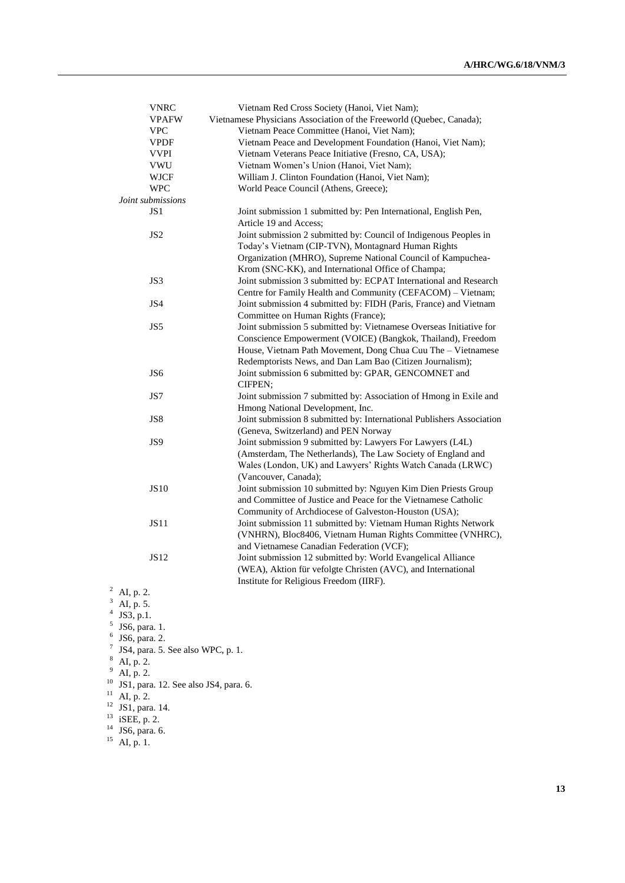| | |
|---|---|
| VNRC | Vietnam Red Cross Society (Hanoi, Viet Nam); |
| VPAFW | Vietnamese Physicians Association of the Freeworld (Quebec, Canada); |
| VPC | Vietnam Peace Committee (Hanoi, Viet Nam); |
| VPDF | Vietnam Peace and Development Foundation (Hanoi, Viet Nam); |
| VVPI | Vietnam Veterans Peace Initiative (Fresno, CA, USA); |
| VWU | Vietnam Women's Union (Hanoi, Viet Nam); |
| WJCF | William J. Clinton Foundation (Hanoi, Viet Nam); |
| WPC | World Peace Council (Athens, Greece); |

*Joint submissions*

| | |
|---|---|
| JS1 | Joint submission 1 submitted by: Pen International, English Pen, Article 19 and Access; |
| JS2 | Joint submission 2 submitted by: Council of Indigenous Peoples in Today's Vietnam (CIP-TVN), Montagnard Human Rights Organization (MHRO), Supreme National Council of Kampuchea-Krom (SNC-KK), and International Office of Champa; |
| JS3 | Joint submission 3 submitted by: ECPAT International and Research Centre for Family Health and Community (CEFACOM) – Vietnam; |
| JS4 | Joint submission 4 submitted by: FIDH (Paris, France) and Vietnam Committee on Human Rights (France); |
| JS5 | Joint submission 5 submitted by: Vietnamese Overseas Initiative for Conscience Empowerment (VOICE) (Bangkok, Thailand), Freedom House, Vietnam Path Movement, Dong Chua Cuu The – Vietnamese Redemptorists News, and Dan Lam Bao (Citizen Journalism); |
| JS6 | Joint submission 6 submitted by: GPAR, GENCOMNET and CIFPEN; |
| JS7 | Joint submission 7 submitted by: Association of Hmong in Exile and Hmong National Development, Inc. |
| JS8 | Joint submission 8 submitted by: International Publishers Association (Geneva, Switzerland) and PEN Norway |
| JS9 | Joint submission 9 submitted by: Lawyers For Lawyers (L4L) (Amsterdam, The Netherlands), The Law Society of England and Wales (London, UK) and Lawyers' Rights Watch Canada (LRWC) (Vancouver, Canada); |
| JS10 | Joint submission 10 submitted by: Nguyen Kim Dien Priests Group and Committee of Justice and Peace for the Vietnamese Catholic Community of Archdiocese of Galveston-Houston (USA); |
| JS11 | Joint submission 11 submitted by: Vietnam Human Rights Network (VNHRN), Bloc8406, Vietnam Human Rights Committee (VNHRC), and Vietnamese Canadian Federation (VCF); |
| JS12 | Joint submission 12 submitted by: World Evangelical Alliance (WEA), Aktion für vefolgte Christen (AVC), and International Institute for Religious Freedom (IIRF). |

[2] AI, p. 2.
[3] AI, p. 5.
[4] JS3, p.1.
[5] JS6, para. 1.
[6] JS6, para. 2.
[7] JS4, para. 5. See also WPC, p. 1.
[8] AI, p. 2.
[9] AI, p. 2.
[10] JS1, para. 12. See also JS4, para. 6.
[11] AI, p. 2.
[12] JS1, para. 14.
[13] iSEE, p. 2.
[14] JS6, para. 6.
[15] AI, p. 1.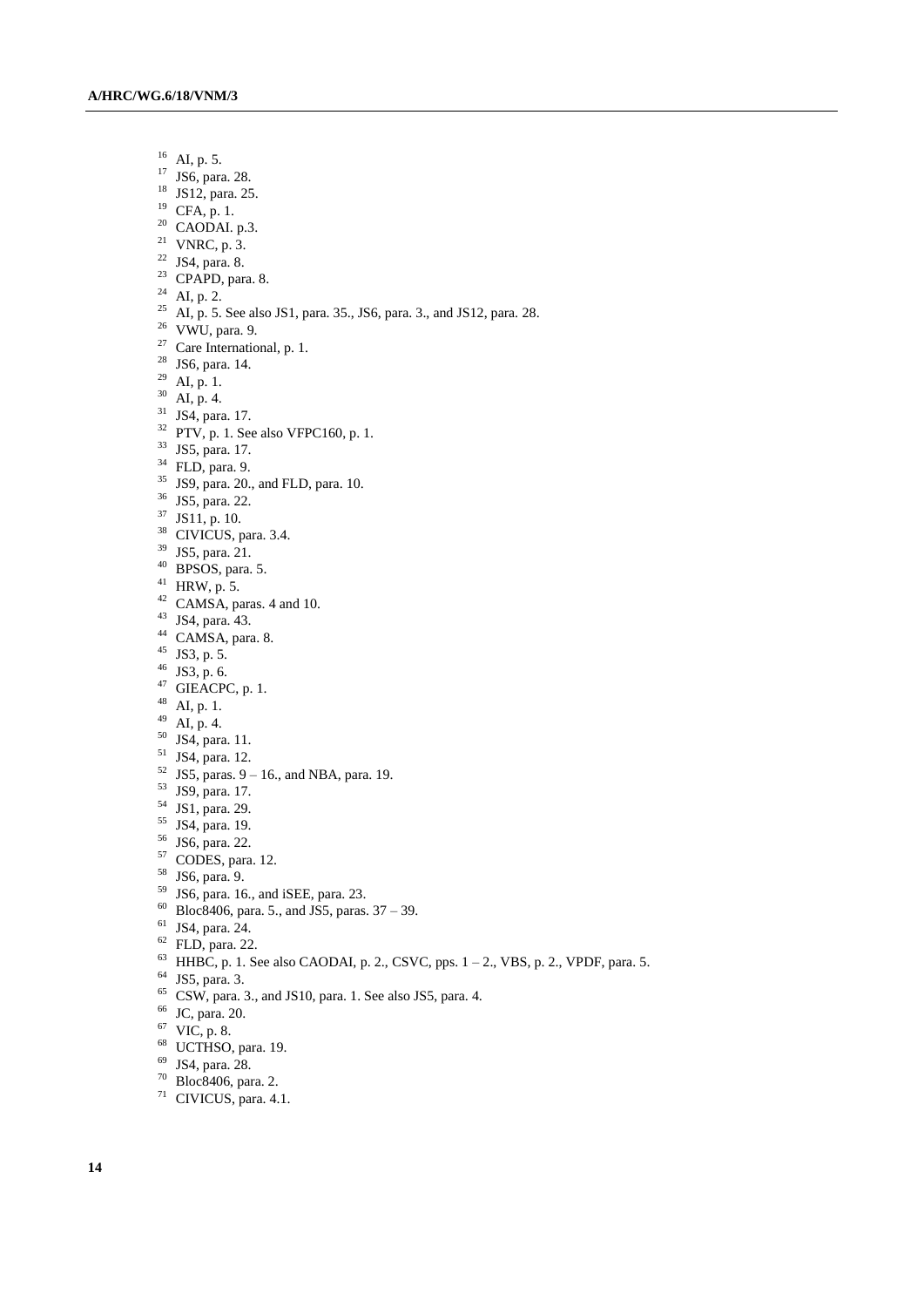[16] AI, p. 5.
[17] JS6, para. 28.
[18] JS12, para. 25.
[19] CFA, p. 1.
[20] CAODAI. p.3.
[21] VNRC, p. 3.
[22] JS4, para. 8.
[23] CPAPD, para. 8.
[24] AI, p. 2.
[25] AI, p. 5. See also JS1, para. 35., JS6, para. 3., and JS12, para. 28.
[26] VWU, para. 9.
[27] Care International, p. 1.
[28] JS6, para. 14.
[29] AI, p. 1.
[30] AI, p. 4.
[31] JS4, para. 17.
[32] PTV, p. 1. See also VFPC160, p. 1.
[33] JS5, para. 17.
[34] FLD, para. 9.
[35] JS9, para. 20., and FLD, para. 10.
[36] JS5, para. 22.
[37] JS11, p. 10.
[38] CIVICUS, para. 3.4.
[39] JS5, para. 21.
[40] BPSOS, para. 5.
[41] HRW, p. 5.
[42] CAMSA, paras. 4 and 10.
[43] JS4, para. 43.
[44] CAMSA, para. 8.
[45] JS3, p. 5.
[46] JS3, p. 6.
[47] GIEACPC, p. 1.
[48] AI, p. 1.
[49] AI, p. 4.
[50] JS4, para. 11.
[51] JS4, para. 12.
[52] JS5, paras. 9 – 16., and NBA, para. 19.
[53] JS9, para. 17.
[54] JS1, para. 29.
[55] JS4, para. 19.
[56] JS6, para. 22.
[57] CODES, para. 12.
[58] JS6, para. 9.
[59] JS6, para. 16., and iSEE, para. 23.
[60] Bloc8406, para. 5., and JS5, paras. 37 – 39.
[61] JS4, para. 24.
[62] FLD, para. 22.
[63] HHBC, p. 1. See also CAODAI, p. 2., CSVC, pps. 1 – 2., VBS, p. 2., VPDF, para. 5.
[64] JS5, para. 3.
[65] CSW, para. 3., and JS10, para. 1. See also JS5, para. 4.
[66] JC, para. 20.
[67] VIC, p. 8.
[68] UCTHSO, para. 19.
[69] JS4, para. 28.
[70] Bloc8406, para. 2.
[71] CIVICUS, para. 4.1.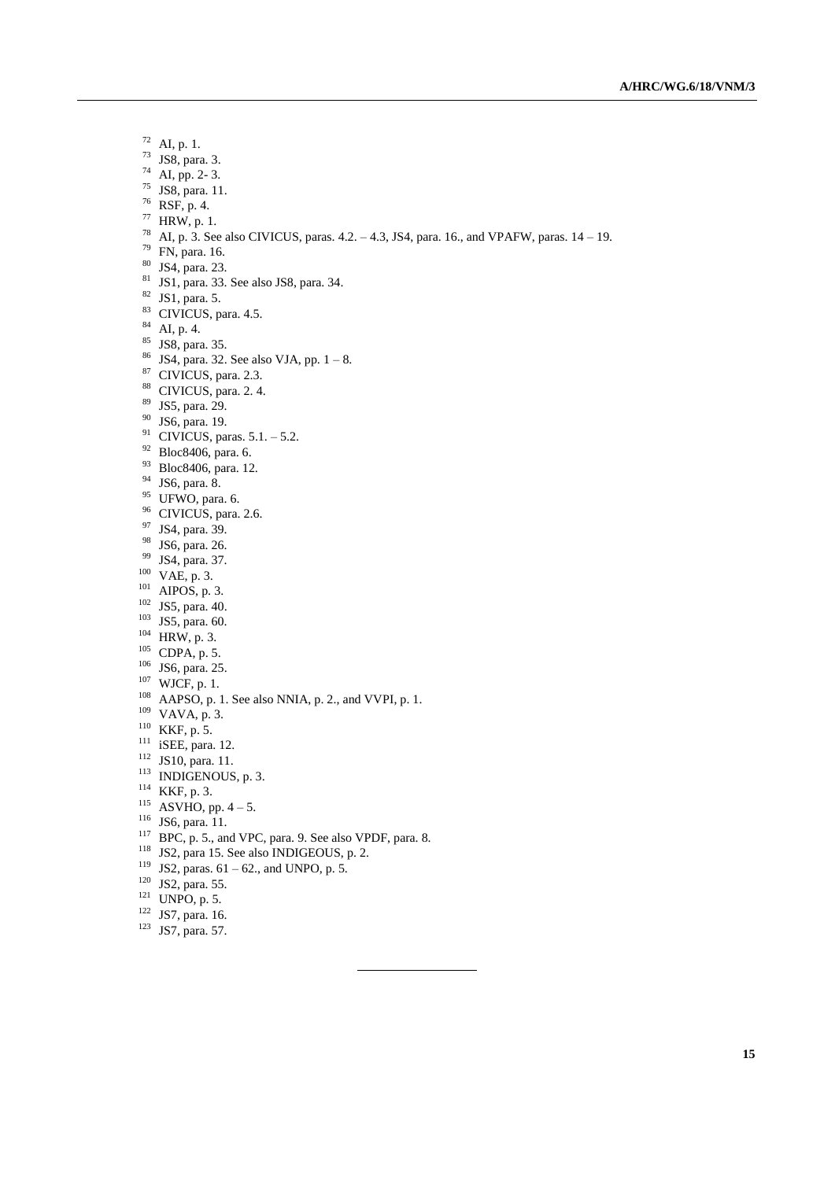[72] AI, p. 1.
[73] JS8, para. 3.
[74] AI, pp. 2- 3.
[75] JS8, para. 11.
[76] RSF, p. 4.
[77] HRW, p. 1.
[78] AI, p. 3. See also CIVICUS, paras. 4.2. – 4.3, JS4, para. 16., and VPAFW, paras. 14 – 19.
[79] FN, para. 16.
[80] JS4, para. 23.
[81] JS1, para. 33. See also JS8, para. 34.
[82] JS1, para. 5.
[83] CIVICUS, para. 4.5.
[84] AI, p. 4.
[85] JS8, para. 35.
[86] JS4, para. 32. See also VJA, pp. 1 – 8.
[87] CIVICUS, para. 2.3.
[88] CIVICUS, para. 2. 4.
[89] JS5, para. 29.
[90] JS6, para. 19.
[91] CIVICUS, paras. 5.1. – 5.2.
[92] Bloc8406, para. 6.
[93] Bloc8406, para. 12.
[94] JS6, para. 8.
[95] UFWO, para. 6.
[96] CIVICUS, para. 2.6.
[97] JS4, para. 39.
[98] JS6, para. 26.
[99] JS4, para. 37.
[100] VAE, p. 3.
[101] AIPOS, p. 3.
[102] JS5, para. 40.
[103] JS5, para. 60.
[104] HRW, p. 3.
[105] CDPA, p. 5.
[106] JS6, para. 25.
[107] WJCF, p. 1.
[108] AAPSO, p. 1. See also NNIA, p. 2., and VVPI, p. 1.
[109] VAVA, p. 3.
[110] KKF, p. 5.
[111] iSEE, para. 12.
[112] JS10, para. 11.
[113] INDIGENOUS, p. 3.
[114] KKF, p. 3.
[115] ASVHO, pp. 4 – 5.
[116] JS6, para. 11.
[117] BPC, p. 5., and VPC, para. 9. See also VPDF, para. 8.
[118] JS2, para 15. See also INDIGEOUS, p. 2.
[119] JS2, paras. 61 – 62., and UNPO, p. 5.
[120] JS2, para. 55.
[121] UNPO, p. 5.
[122] JS7, para. 16.
[123] JS7, para. 57.